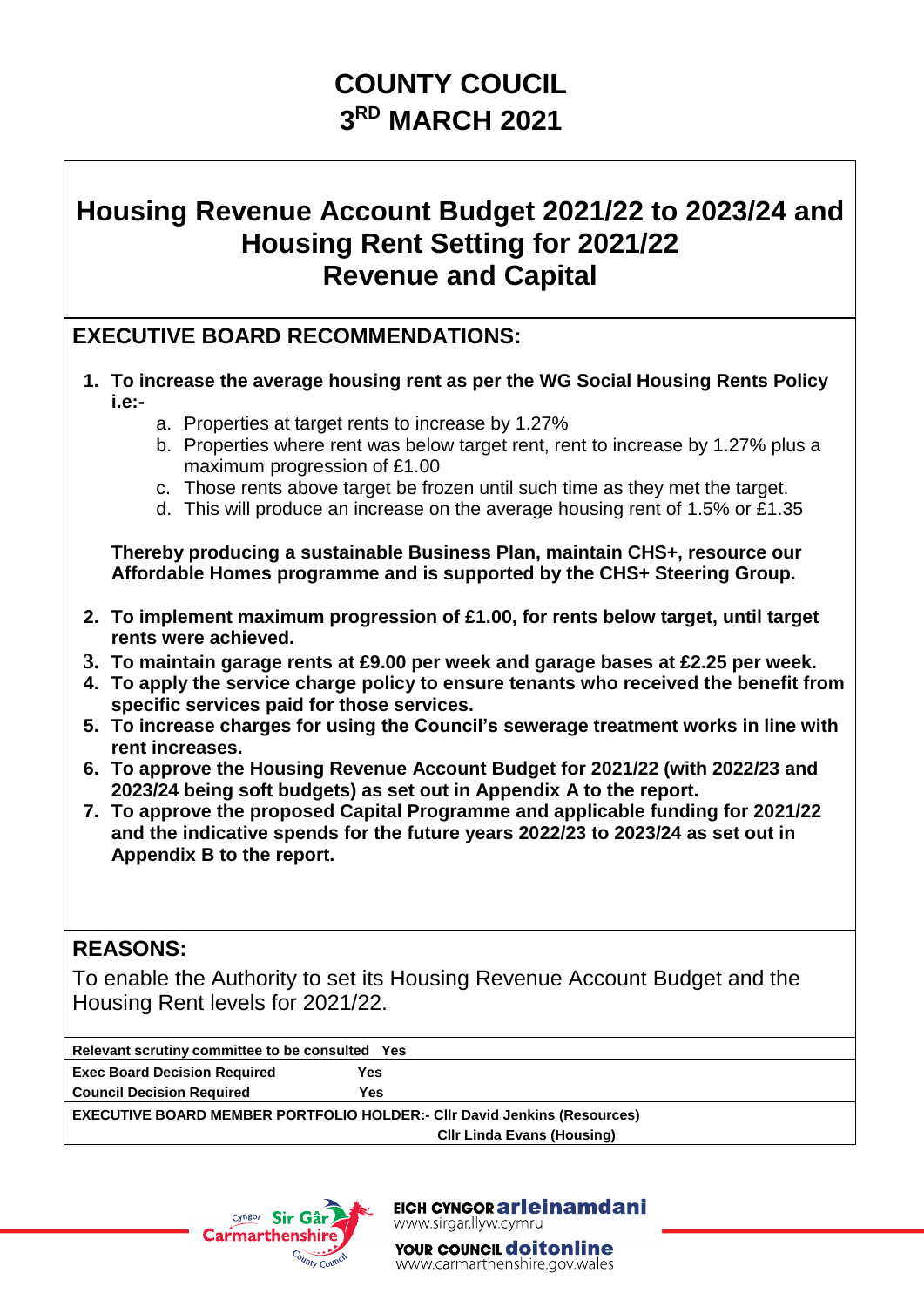# COUNTY COUCIL
# 3RD MARCH 2021

## Housing Revenue Account Budget 2021/22 to 2023/24 and Housing Rent Setting for 2021/22 Revenue and Capital

### EXECUTIVE BOARD RECOMMENDATIONS:

1. **To increase the average housing rent as per the WG Social Housing Rents Policy i.e:-**
   a. Properties at target rents to increase by 1.27%
   b. Properties where rent was below target rent, rent to increase by 1.27% plus a maximum progression of £1.00
   c. Those rents above target be frozen until such time as they met the target.
   d. This will produce an increase on the average housing rent of 1.5% or £1.35

   **Thereby producing a sustainable Business Plan, maintain CHS+, resource our Affordable Homes programme and is supported by the CHS+ Steering Group.**

2. **To implement maximum progression of £1.00, for rents below target, until target rents were achieved.**
3. **To maintain garage rents at £9.00 per week and garage bases at £2.25 per week.**
4. **To apply the service charge policy to ensure tenants who received the benefit from specific services paid for those services.**
5. **To increase charges for using the Council's sewerage treatment works in line with rent increases.**
6. **To approve the Housing Revenue Account Budget for 2021/22 (with 2022/23 and 2023/24 being soft budgets) as set out in Appendix A to the report.**
7. **To approve the proposed Capital Programme and applicable funding for 2021/22 and the indicative spends for the future years 2022/23 to 2023/24 as set out in Appendix B to the report.**

### REASONS:

To enable the Authority to set its Housing Revenue Account Budget and the Housing Rent levels for 2021/22.

| | |
|---|---|
| **Relevant scrutiny committee to be consulted** | **Yes** |
| **Exec Board Decision Required** | **Yes** |
| **Council Decision Required** | **Yes** |
| **EXECUTIVE BOARD MEMBER PORTFOLIO HOLDER:- Cllr David Jenkins (Resources)** | |
| **Cllr Linda Evans (Housing)** | |

EICH CYNGOR arleinamdani
www.sirgar.llyw.cymru

YOUR COUNCIL doitonline
www.carmarthenshire.gov.wales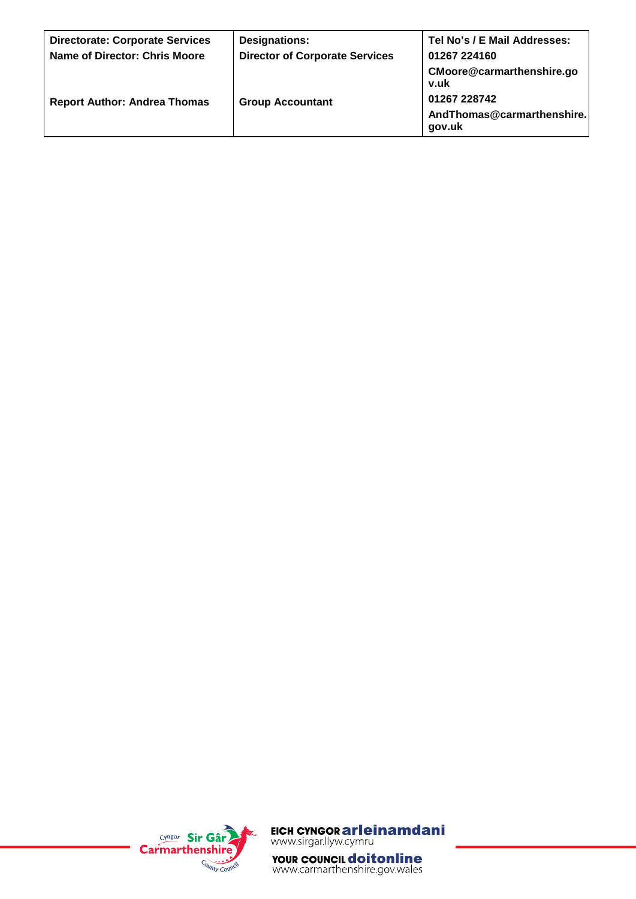| Directorate: Corporate Services | Designations: | Tel No's / E Mail Addresses: |
|---|---|---|
| Name of Director: Chris Moore | Director of Corporate Services | 01267 224160 |
| | | CMoore@carmarthenshire.gov.uk |
| Report Author: Andrea Thomas | Group Accountant | 01267 228742 |
| | | AndThomas@carmarthenshire.gov.uk |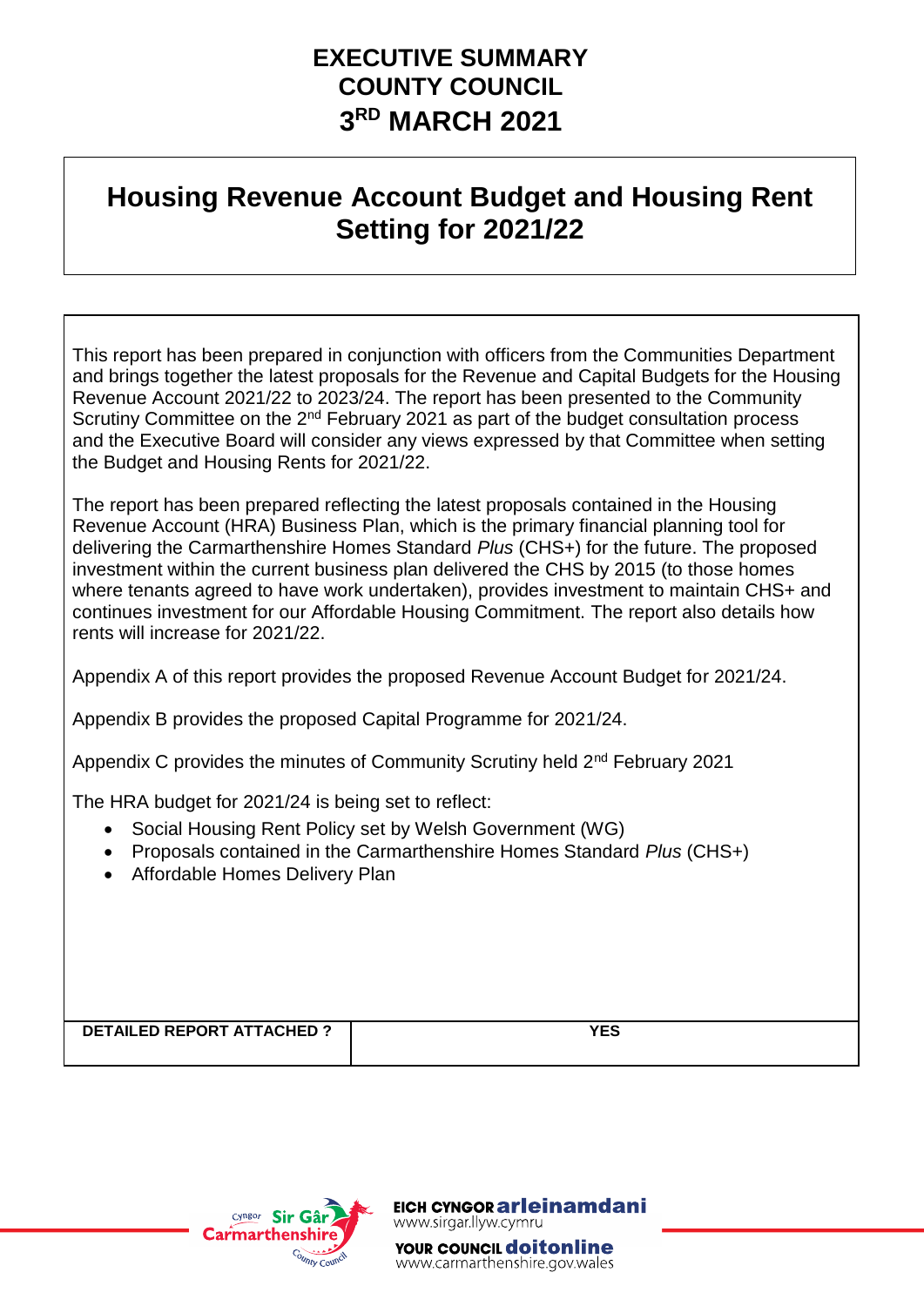# EXECUTIVE SUMMARY
# COUNTY COUNCIL
# 3[RD] MARCH 2021

## Housing Revenue Account Budget and Housing Rent Setting for 2021/22

This report has been prepared in conjunction with officers from the Communities Department and brings together the latest proposals for the Revenue and Capital Budgets for the Housing Revenue Account 2021/22 to 2023/24. The report has been presented to the Community Scrutiny Committee on the 2[nd] February 2021 as part of the budget consultation process and the Executive Board will consider any views expressed by that Committee when setting the Budget and Housing Rents for 2021/22.

The report has been prepared reflecting the latest proposals contained in the Housing Revenue Account (HRA) Business Plan, which is the primary financial planning tool for delivering the Carmarthenshire Homes Standard *Plus* (CHS+) for the future. The proposed investment within the current business plan delivered the CHS by 2015 (to those homes where tenants agreed to have work undertaken), provides investment to maintain CHS+ and continues investment for our Affordable Housing Commitment. The report also details how rents will increase for 2021/22.

Appendix A of this report provides the proposed Revenue Account Budget for 2021/24.

Appendix B provides the proposed Capital Programme for 2021/24.

Appendix C provides the minutes of Community Scrutiny held 2[nd] February 2021

The HRA budget for 2021/24 is being set to reflect:

- Social Housing Rent Policy set by Welsh Government (WG)
- Proposals contained in the Carmarthenshire Homes Standard *Plus* (CHS+)
- Affordable Homes Delivery Plan

| DETAILED REPORT ATTACHED ? | YES |
|---|---|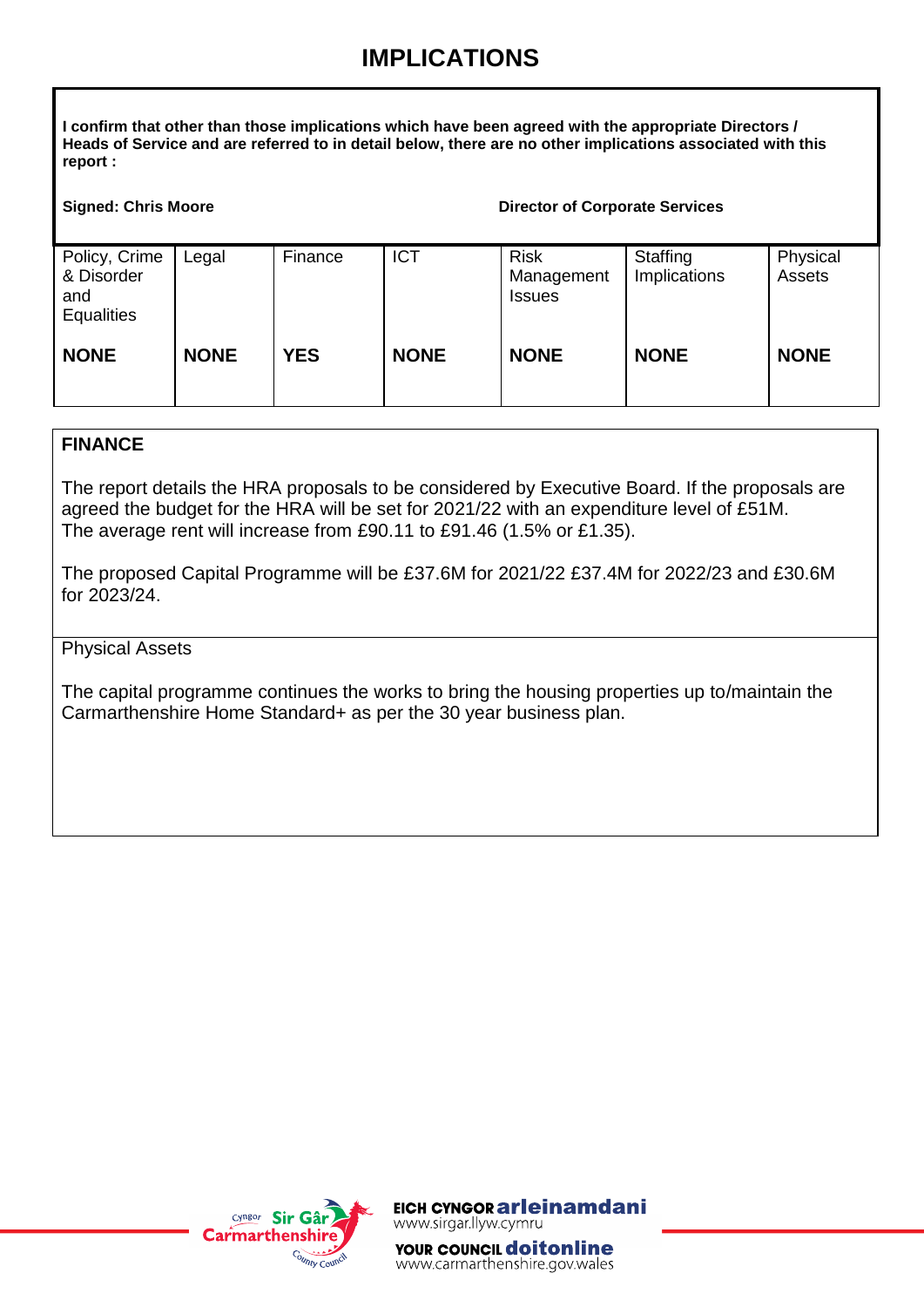# IMPLICATIONS

**I confirm that other than those implications which have been agreed with the appropriate Directors / Heads of Service and are referred to in detail below, there are no other implications associated with this report :**

**Signed: Chris Moore** **Director of Corporate Services**

| Policy, Crime & Disorder and Equalities | Legal | Finance | ICT | Risk Management Issues | Staffing Implications | Physical Assets |
|---|---|---|---|---|---|---|
| **NONE** | **NONE** | **YES** | **NONE** | **NONE** | **NONE** | **NONE** |

**FINANCE**

The report details the HRA proposals to be considered by Executive Board. If the proposals are agreed the budget for the HRA will be set for 2021/22 with an expenditure level of £51M. The average rent will increase from £90.11 to £91.46 (1.5% or £1.35).

The proposed Capital Programme will be £37.6M for 2021/22 £37.4M for 2022/23 and £30.6M for 2023/24.

Physical Assets

The capital programme continues the works to bring the housing properties up to/maintain the Carmarthenshire Home Standard+ as per the 30 year business plan.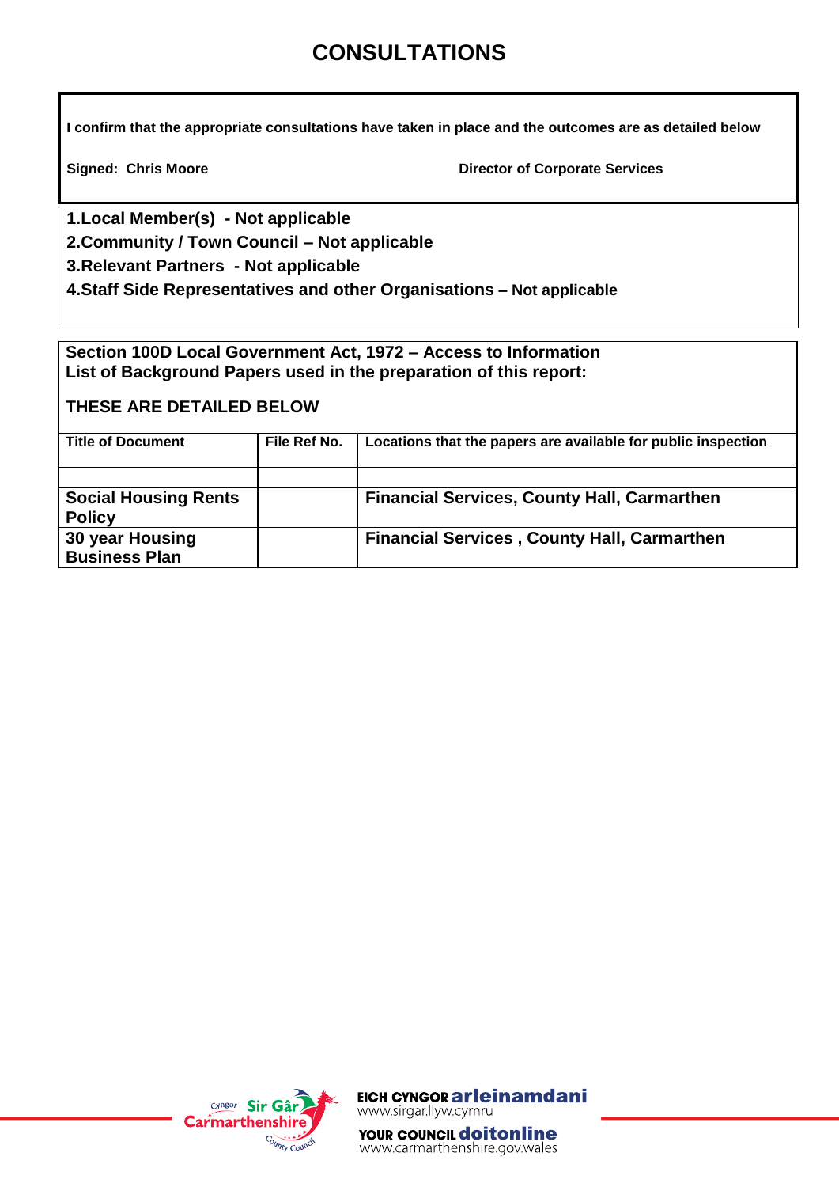# CONSULTATIONS

**I confirm that the appropriate consultations have taken in place and the outcomes are as detailed below**

**Signed: Chris Moore** **Director of Corporate Services**

**1.Local Member(s) - Not applicable**

**2.Community / Town Council – Not applicable**

**3.Relevant Partners - Not applicable**

**4.Staff Side Representatives and other Organisations – Not applicable**

**Section 100D Local Government Act, 1972 – Access to Information**
**List of Background Papers used in the preparation of this report:**

**THESE ARE DETAILED BELOW**

| Title of Document | File Ref No. | Locations that the papers are available for public inspection |
|---|---|---|
| | | |
| **Social Housing Rents Policy** | | **Financial Services, County Hall, Carmarthen** |
| **30 year Housing Business Plan** | | **Financial Services , County Hall, Carmarthen** |

Cyngor Sir Gâr Carmarthenshire County Council

EICH CYNGOR arleinamdani
www.sirgar.llyw.cymru

YOUR COUNCIL doitonline
www.carmarthenshire.gov.wales